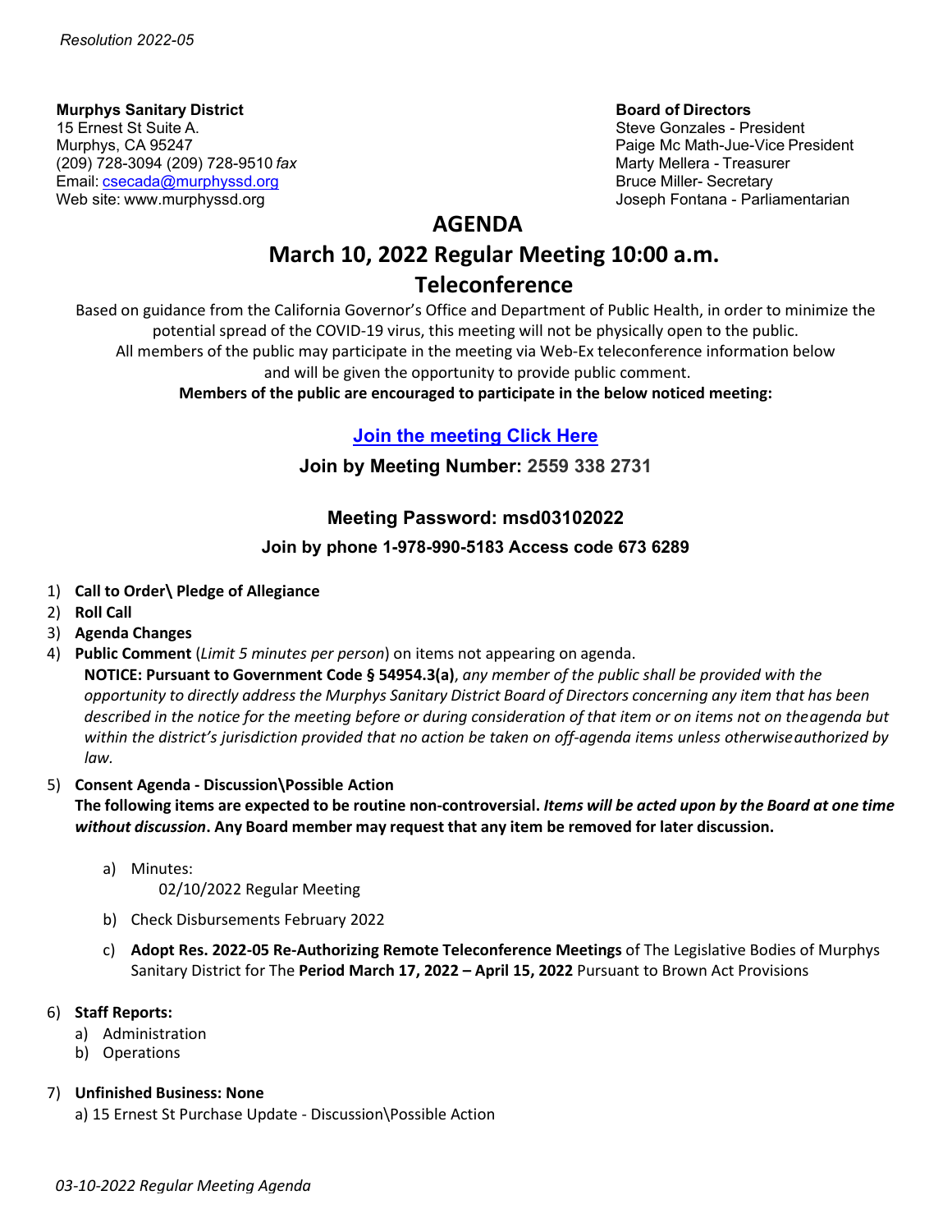*Resolution 2022-05*

**Murphys Sanitary District**
15 Ernest St Suite A.
Murphys, CA 95247
(209) 728-3094 (209) 728-9510 *fax*
Email: csecada@murphyssd.org
Web site: www.murphyssd.org

**Board of Directors**
Steve Gonzales - President
Paige Mc Math-Jue-Vice President
Marty Mellera - Treasurer
Bruce Miller- Secretary
Joseph Fontana - Parliamentarian

# AGENDA

## March 10, 2022 Regular Meeting 10:00 a.m.

## Teleconference

Based on guidance from the California Governor's Office and Department of Public Health, in order to minimize the potential spread of the COVID-19 virus, this meeting will not be physically open to the public. All members of the public may participate in the meeting via Web-Ex teleconference information below and will be given the opportunity to provide public comment.

**Members of the public are encouraged to participate in the below noticed meeting:**

**Join the meeting Click Here**

**Join by Meeting Number: 2559 338 2731**

**Meeting Password: msd03102022**

**Join by phone 1-978-990-5183 Access code 673 6289**

1) **Call to Order\ Pledge of Allegiance**
2) **Roll Call**
3) **Agenda Changes**
4) **Public Comment** (*Limit 5 minutes per person*) on items not appearing on agenda.
   **NOTICE: Pursuant to Government Code § 54954.3(a)**, *any member of the public shall be provided with the opportunity to directly address the Murphys Sanitary District Board of Directors concerning any item that has been described in the notice for the meeting before or during consideration of that item or on items not on the agenda but within the district's jurisdiction provided that no action be taken on off-agenda items unless otherwise authorized by law.*
5) **Consent Agenda - Discussion\Possible Action**
   **The following items are expected to be routine non-controversial.** ***Items will be acted upon by the Board at one time without discussion*****. Any Board member may request that any item be removed for later discussion.**
   a) Minutes:
      02/10/2022 Regular Meeting
   b) Check Disbursements February 2022
   c) **Adopt Res. 2022-05 Re-Authorizing Remote Teleconference Meetings** of The Legislative Bodies of Murphys Sanitary District for The **Period March 17, 2022 – April 15, 2022** Pursuant to Brown Act Provisions
6) **Staff Reports:**
   a) Administration
   b) Operations
7) **Unfinished Business: None**
   a) 15 Ernest St Purchase Update - Discussion\Possible Action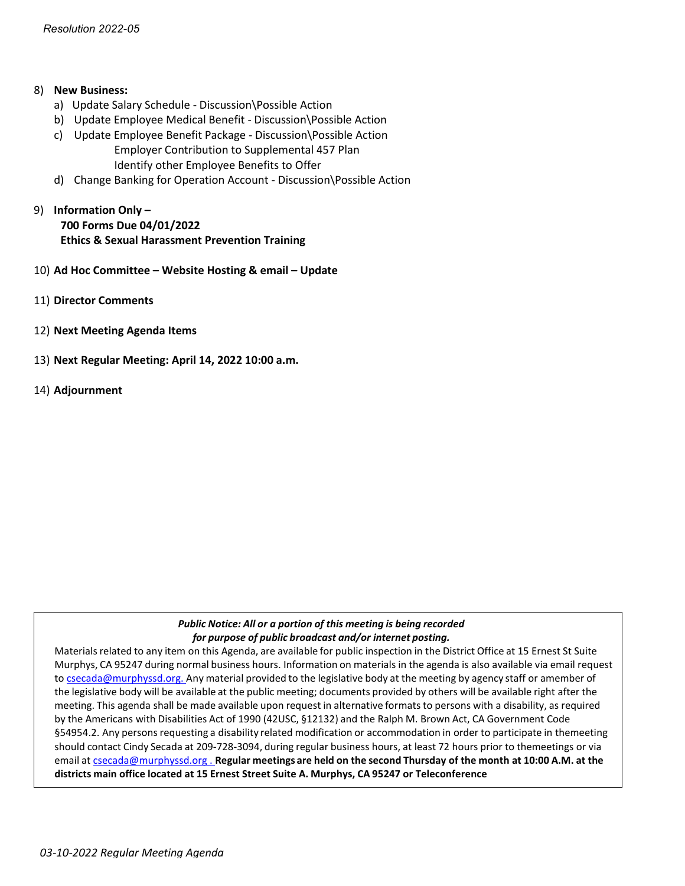8) **New Business:**
   a) Update Salary Schedule - Discussion\Possible Action
   b) Update Employee Medical Benefit - Discussion\Possible Action
   c) Update Employee Benefit Package - Discussion\Possible Action
      Employer Contribution to Supplemental 457 Plan
      Identify other Employee Benefits to Offer
   d) Change Banking for Operation Account - Discussion\Possible Action

9) **Information Only –**
   **700 Forms Due 04/01/2022**
   **Ethics & Sexual Harassment Prevention Training**

10) **Ad Hoc Committee – Website Hosting & email – Update**

11) **Director Comments**

12) **Next Meeting Agenda Items**

13) **Next Regular Meeting: April 14, 2022 10:00 a.m.**

14) **Adjournment**

***Public Notice: All or a portion of this meeting is being recorded for purpose of public broadcast and/or internet posting.***

Materials related to any item on this Agenda, are available for public inspection in the District Office at 15 Ernest St Suite Murphys, CA 95247 during normal business hours. Information on materials in the agenda is also available via email request to csecada@murphyssd.org. Any material provided to the legislative body at the meeting by agency staff or amember of the legislative body will be available at the public meeting; documents provided by others will be available right after the meeting. This agenda shall be made available upon request in alternative formats to persons with a disability, as required by the Americans with Disabilities Act of 1990 (42USC, §12132) and the Ralph M. Brown Act, CA Government Code §54954.2. Any persons requesting a disability related modification or accommodation in order to participate in themeeting should contact Cindy Secada at 209-728-3094, during regular business hours, at least 72 hours prior to themeetings or via email at csecada@murphyssd.org . **Regular meetings are held on the second Thursday of the month at 10:00 A.M. at the districts main office located at 15 Ernest Street Suite A. Murphys, CA 95247 or Teleconference**